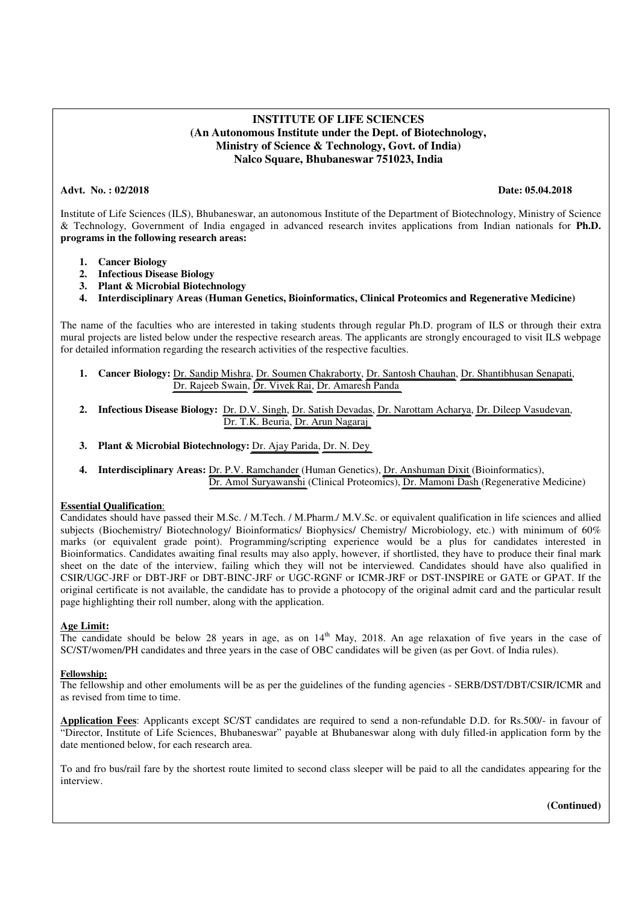**INSTITUTE OF LIFE SCIENCES**
**(An Autonomous Institute under the Dept. of Biotechnology,**
**Ministry of Science & Technology, Govt. of India)**
**Nalco Square, Bhubaneswar 751023, India**

**Advt. No. : 02/2018** **Date: 05.04.2018**

Institute of Life Sciences (ILS), Bhubaneswar, an autonomous Institute of the Department of Biotechnology, Ministry of Science & Technology, Government of India engaged in advanced research invites applications from Indian nationals for **Ph.D. programs in the following research areas:**

1. **Cancer Biology**
2. **Infectious Disease Biology**
3. **Plant & Microbial Biotechnology**
4. **Interdisciplinary Areas (Human Genetics, Bioinformatics, Clinical Proteomics and Regenerative Medicine)**

The name of the faculties who are interested in taking students through regular Ph.D. program of ILS or through their extra mural projects are listed below under the respective research areas. The applicants are strongly encouraged to visit ILS webpage for detailed information regarding the research activities of the respective faculties.

1. **Cancer Biology:** Dr. Sandip Mishra, Dr. Soumen Chakraborty, Dr. Santosh Chauhan, Dr. Shantibhusan Senapati, Dr. Rajeeb Swain, Dr. Vivek Rai, Dr. Amaresh Panda
2. **Infectious Disease Biology:** Dr. D.V. Singh, Dr. Satish Devadas, Dr. Narottam Acharya, Dr. Dileep Vasudevan, Dr. T.K. Beuria, Dr. Arun Nagaraj
3. **Plant & Microbial Biotechnology:** Dr. Ajay Parida, Dr. N. Dey
4. **Interdisciplinary Areas:** Dr. P.V. Ramchander (Human Genetics), Dr. Anshuman Dixit (Bioinformatics), Dr. Amol Suryawanshi (Clinical Proteomics), Dr. Mamoni Dash (Regenerative Medicine)

**Essential Qualification**:

Candidates should have passed their M.Sc. / M.Tech. / M.Pharm./ M.V.Sc. or equivalent qualification in life sciences and allied subjects (Biochemistry/ Biotechnology/ Bioinformatics/ Biophysics/ Chemistry/ Microbiology, etc.) with minimum of 60% marks (or equivalent grade point). Programming/scripting experience would be a plus for candidates interested in Bioinformatics. Candidates awaiting final results may also apply, however, if shortlisted, they have to produce their final mark sheet on the date of the interview, failing which they will not be interviewed. Candidates should have also qualified in CSIR/UGC-JRF or DBT-JRF or DBT-BINC-JRF or UGC-RGNF or ICMR-JRF or DST-INSPIRE or GATE or GPAT. If the original certificate is not available, the candidate has to provide a photocopy of the original admit card and the particular result page highlighting their roll number, along with the application.

**Age Limit:**

The candidate should be below 28 years in age, as on 14th May, 2018. An age relaxation of five years in the case of SC/ST/women/PH candidates and three years in the case of OBC candidates will be given (as per Govt. of India rules).

**Fellowship:**

The fellowship and other emoluments will be as per the guidelines of the funding agencies - SERB/DST/DBT/CSIR/ICMR and as revised from time to time.

**Application Fees**: Applicants except SC/ST candidates are required to send a non-refundable D.D. for Rs.500/- in favour of "Director, Institute of Life Sciences, Bhubaneswar" payable at Bhubaneswar along with duly filled-in application form by the date mentioned below, for each research area.

To and fro bus/rail fare by the shortest route limited to second class sleeper will be paid to all the candidates appearing for the interview.

**(Continued)**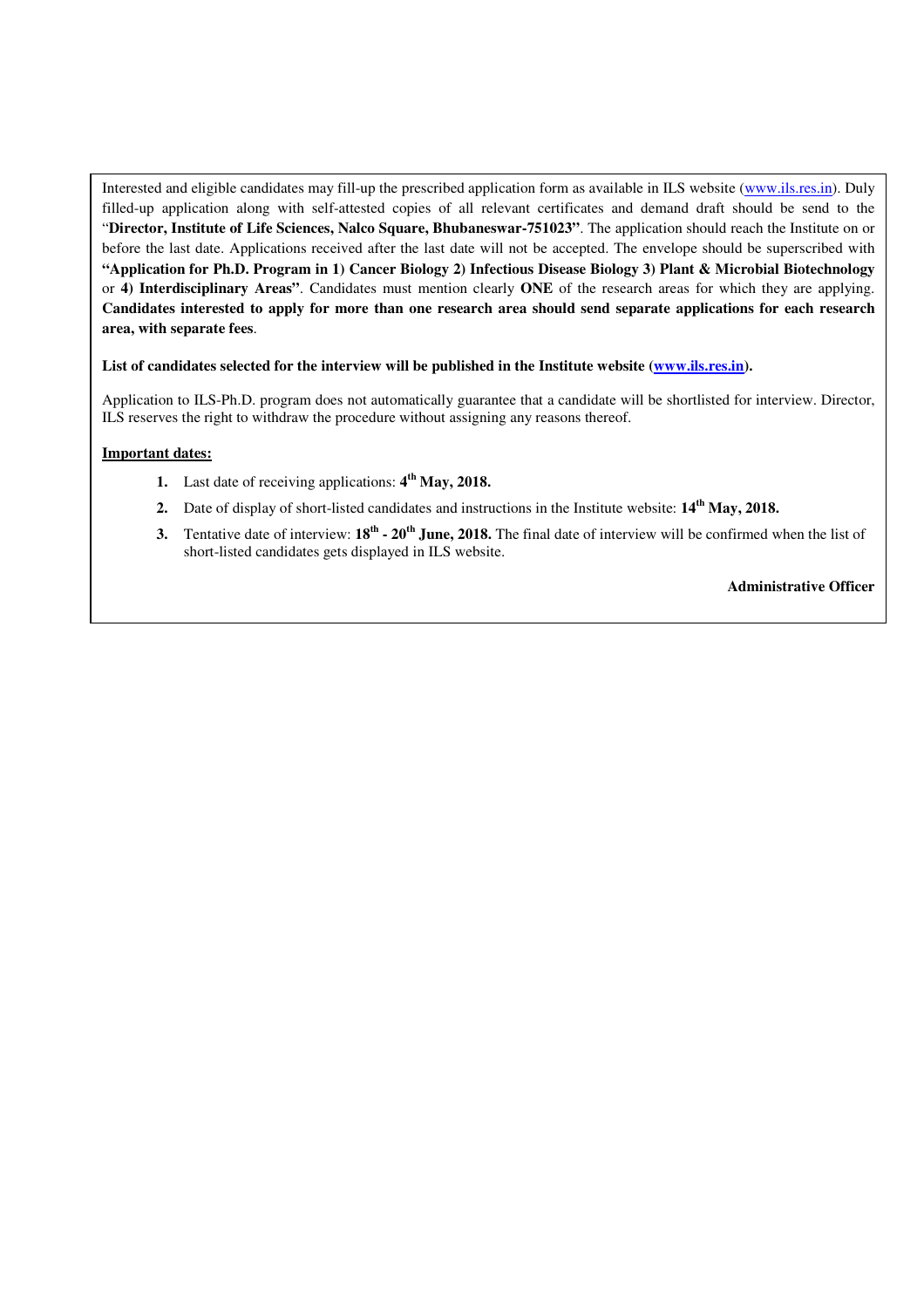Interested and eligible candidates may fill-up the prescribed application form as available in ILS website (www.ils.res.in). Duly filled-up application along with self-attested copies of all relevant certificates and demand draft should be send to the "**Director, Institute of Life Sciences, Nalco Square, Bhubaneswar-751023"**. The application should reach the Institute on or before the last date. Applications received after the last date will not be accepted. The envelope should be superscribed with **"Application for Ph.D. Program in 1) Cancer Biology 2) Infectious Disease Biology 3) Plant & Microbial Biotechnology** or **4) Interdisciplinary Areas"**. Candidates must mention clearly **ONE** of the research areas for which they are applying. **Candidates interested to apply for more than one research area should send separate applications for each research area, with separate fees**.

**List of candidates selected for the interview will be published in the Institute website (www.ils.res.in).**

Application to ILS-Ph.D. program does not automatically guarantee that a candidate will be shortlisted for interview. Director, ILS reserves the right to withdraw the procedure without assigning any reasons thereof.

**Important dates:**

1. Last date of receiving applications: **4th May, 2018.**
2. Date of display of short-listed candidates and instructions in the Institute website: **14th May, 2018.**
3. Tentative date of interview: **18th - 20th June, 2018.** The final date of interview will be confirmed when the list of short-listed candidates gets displayed in ILS website.

**Administrative Officer**